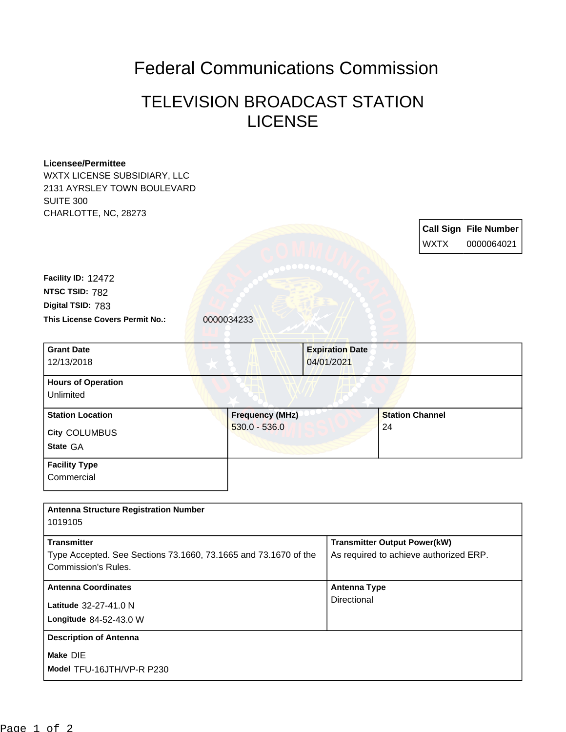# Federal Communications Commission

## TELEVISION BROADCAST STATION LICENSE

**Licensee/Permittee**
WXTX LICENSE SUBSIDIARY, LLC
2131 AYRSLEY TOWN BOULEVARD
SUITE 300
CHARLOTTE, NC, 28273

| Call Sign | File Number |
| --- | --- |
| WXTX | 0000064021 |

**Facility ID:** 12472
**NTSC TSID:** 782
**Digital TSID:** 783
**This License Covers Permit No.:** 0000034233

| Grant Date | Expiration Date |
| --- | --- |
| 12/13/2018 | 04/01/2021 |

**Hours of Operation**
Unlimited

| Station Location | Frequency (MHz) | Station Channel |
| --- | --- | --- |
| City COLUMBUS<br>State GA | 530.0 - 536.0 | 24 |

**Facility Type**
Commercial

**Antenna Structure Registration Number**
1019105

| Transmitter | Transmitter Output Power(kW) |
| --- | --- |
| Type Accepted. See Sections 73.1660, 73.1665 and 73.1670 of the Commission's Rules. | As required to achieve authorized ERP. |

| Antenna Coordinates | Antenna Type |
| --- | --- |
| Latitude 32-27-41.0 N<br>Longitude 84-52-43.0 W | Directional |

**Description of Antenna**
Make DIE
Model TFU-16JTH/VP-R P230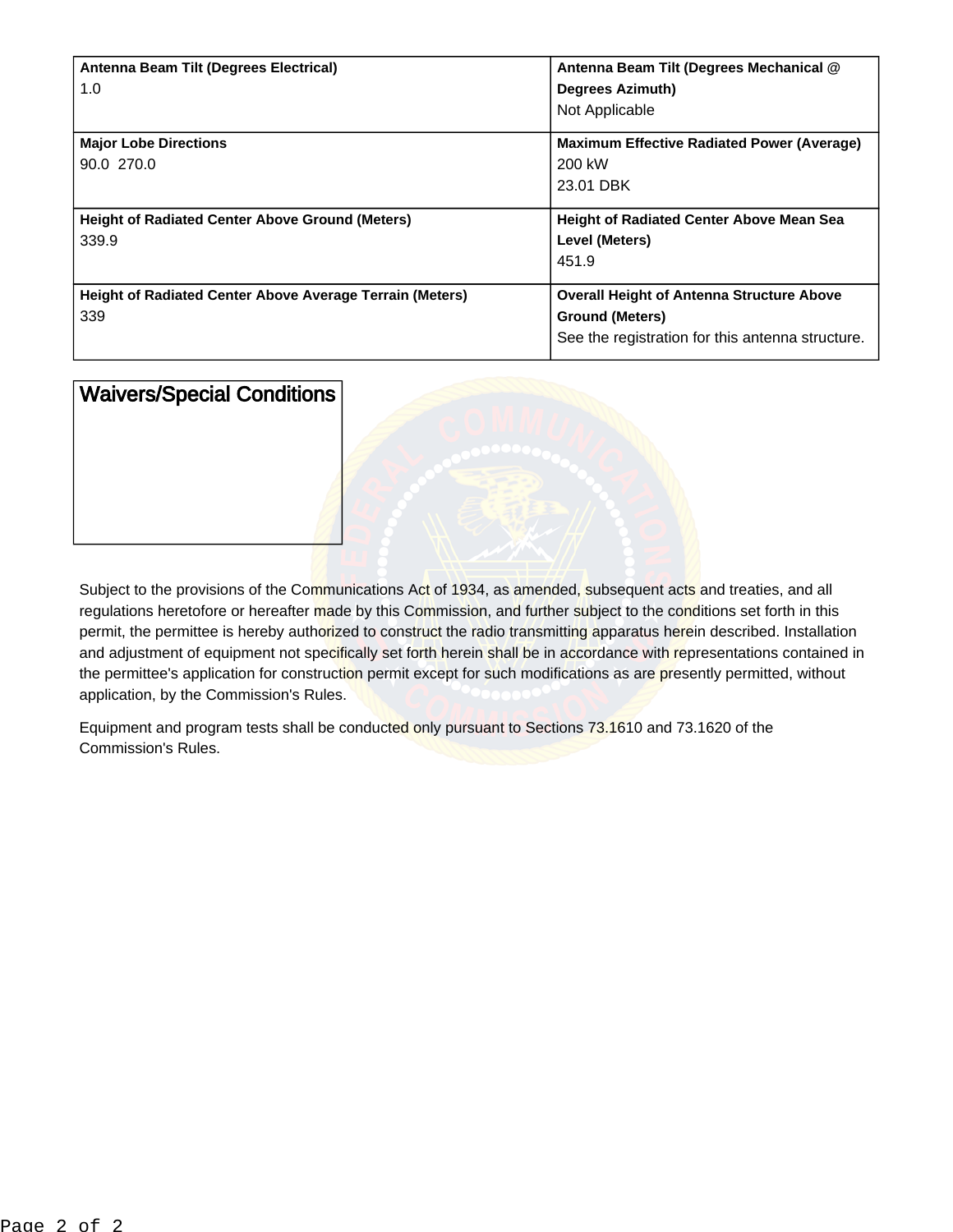| | |
|---|---|
| **Antenna Beam Tilt (Degrees Electrical)**<br>1.0 | **Antenna Beam Tilt (Degrees Mechanical @ Degrees Azimuth)**<br>Not Applicable |
| **Major Lobe Directions**<br>90.0  270.0 | **Maximum Effective Radiated Power (Average)**<br>200 kW<br>23.01 DBK |
| **Height of Radiated Center Above Ground (Meters)**<br>339.9 | **Height of Radiated Center Above Mean Sea Level (Meters)**<br>451.9 |
| **Height of Radiated Center Above Average Terrain (Meters)**<br>339 | **Overall Height of Antenna Structure Above Ground (Meters)**<br>See the registration for this antenna structure. |

## Waivers/Special Conditions

Subject to the provisions of the Communications Act of 1934, as amended, subsequent acts and treaties, and all regulations heretofore or hereafter made by this Commission, and further subject to the conditions set forth in this permit, the permittee is hereby authorized to construct the radio transmitting apparatus herein described. Installation and adjustment of equipment not specifically set forth herein shall be in accordance with representations contained in the permittee's application for construction permit except for such modifications as are presently permitted, without application, by the Commission's Rules.

Equipment and program tests shall be conducted only pursuant to Sections 73.1610 and 73.1620 of the Commission's Rules.